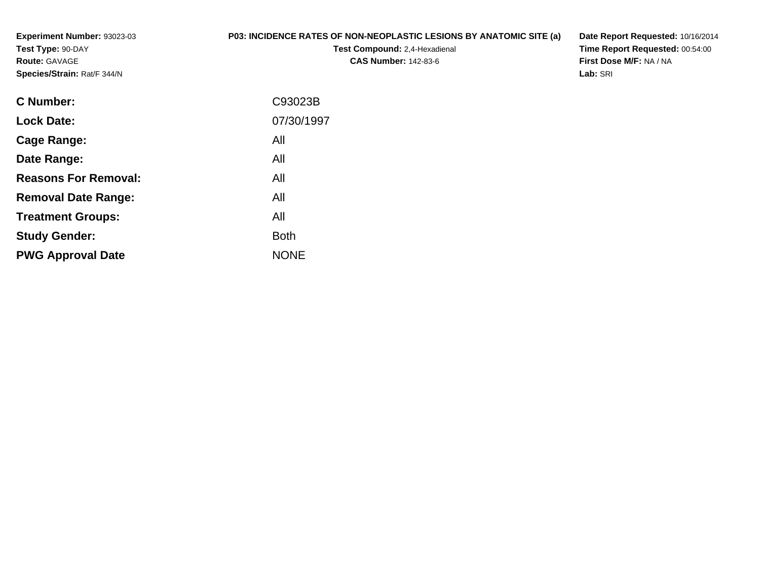**Experiment Number:** 93023-03
**Test Type:** 90-DAY
**Route:** GAVAGE
**Species/Strain:** Rat/F 344/N

**P03: INCIDENCE RATES OF NON-NEOPLASTIC LESIONS BY ANATOMIC SITE (a)**
**Test Compound:** 2,4-Hexadienal
**CAS Number:** 142-83-6

**Date Report Requested:** 10/16/2014
**Time Report Requested:** 00:54:00
**First Dose M/F:** NA / NA
**Lab:** SRI

| | |
|---|---|
| **C Number:** | C93023B |
| **Lock Date:** | 07/30/1997 |
| **Cage Range:** | All |
| **Date Range:** | All |
| **Reasons For Removal:** | All |
| **Removal Date Range:** | All |
| **Treatment Groups:** | All |
| **Study Gender:** | Both |
| **PWG Approval Date** | NONE |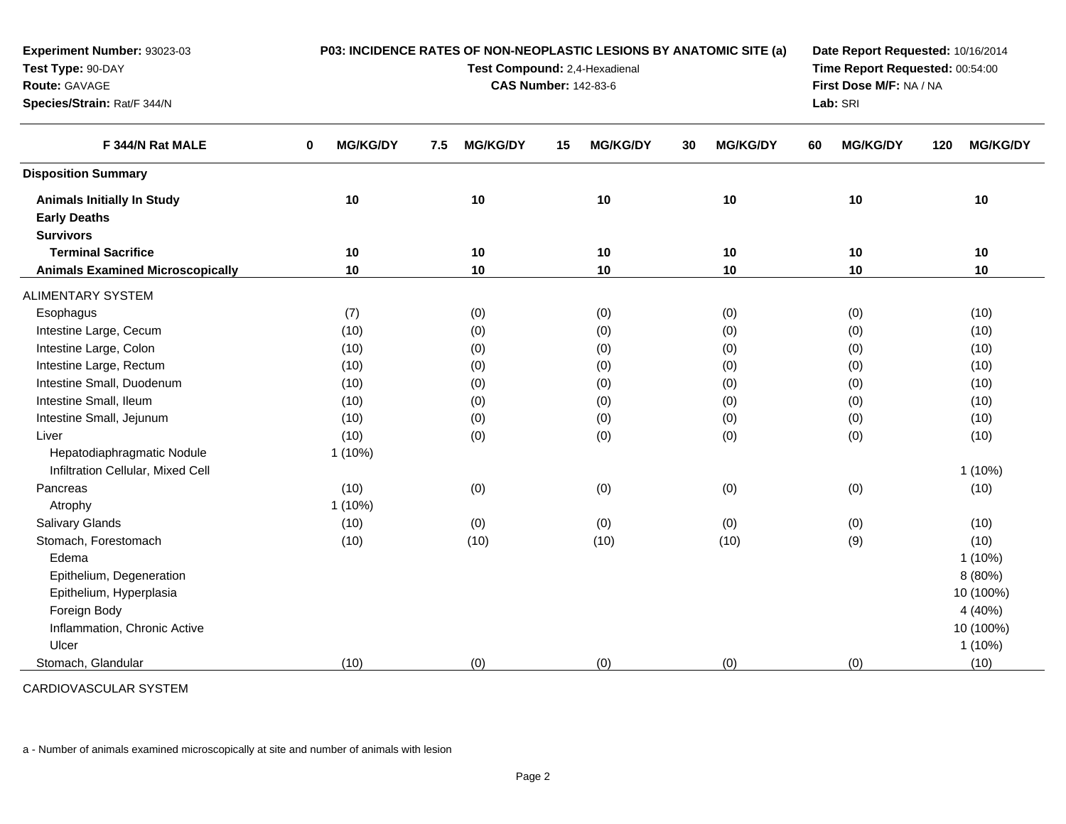**Experiment Number:** 93023-03
**Test Type:** 90-DAY
**Route:** GAVAGE
**Species/Strain:** Rat/F 344/N

**P03: INCIDENCE RATES OF NON-NEOPLASTIC LESIONS BY ANATOMIC SITE (a)**
**Test Compound:** 2,4-Hexadienal
**CAS Number:** 142-83-6

**Date Report Requested:** 10/16/2014
**Time Report Requested:** 00:54:00
**First Dose M/F:** NA / NA
**Lab:** SRI

| F 344/N Rat MALE | 0 MG/KG/DY | 7.5 MG/KG/DY | 15 MG/KG/DY | 30 MG/KG/DY | 60 MG/KG/DY | 120 MG/KG/DY |
|---|---|---|---|---|---|---|
| **Disposition Summary** | | | | | | |
| **Animals Initially In Study** | 10 | 10 | 10 | 10 | 10 | 10 |
| **Early Deaths** | | | | | | |
| **Survivors** | | | | | | |
| **Terminal Sacrifice** | 10 | 10 | 10 | 10 | 10 | 10 |
| **Animals Examined Microscopically** | 10 | 10 | 10 | 10 | 10 | 10 |
| ALIMENTARY SYSTEM | | | | | | |
| Esophagus | (7) | (0) | (0) | (0) | (0) | (10) |
| Intestine Large, Cecum | (10) | (0) | (0) | (0) | (0) | (10) |
| Intestine Large, Colon | (10) | (0) | (0) | (0) | (0) | (10) |
| Intestine Large, Rectum | (10) | (0) | (0) | (0) | (0) | (10) |
| Intestine Small, Duodenum | (10) | (0) | (0) | (0) | (0) | (10) |
| Intestine Small, Ileum | (10) | (0) | (0) | (0) | (0) | (10) |
| Intestine Small, Jejunum | (10) | (0) | (0) | (0) | (0) | (10) |
| Liver | (10) | (0) | (0) | (0) | (0) | (10) |
| Hepatodiaphragmatic Nodule | 1 (10%) | | | | | |
| Infiltration Cellular, Mixed Cell | | | | | | 1 (10%) |
| Pancreas | (10) | (0) | (0) | (0) | (0) | (10) |
| Atrophy | 1 (10%) | | | | | |
| Salivary Glands | (10) | (0) | (0) | (0) | (0) | (10) |
| Stomach, Forestomach | (10) | (10) | (10) | (10) | (9) | (10) |
| Edema | | | | | | 1 (10%) |
| Epithelium, Degeneration | | | | | | 8 (80%) |
| Epithelium, Hyperplasia | | | | | | 10 (100%) |
| Foreign Body | | | | | | 4 (40%) |
| Inflammation, Chronic Active | | | | | | 10 (100%) |
| Ulcer | | | | | | 1 (10%) |
| Stomach, Glandular | (10) | (0) | (0) | (0) | (0) | (10) |
| CARDIOVASCULAR SYSTEM | | | | | | |

a - Number of animals examined microscopically at site and number of animals with lesion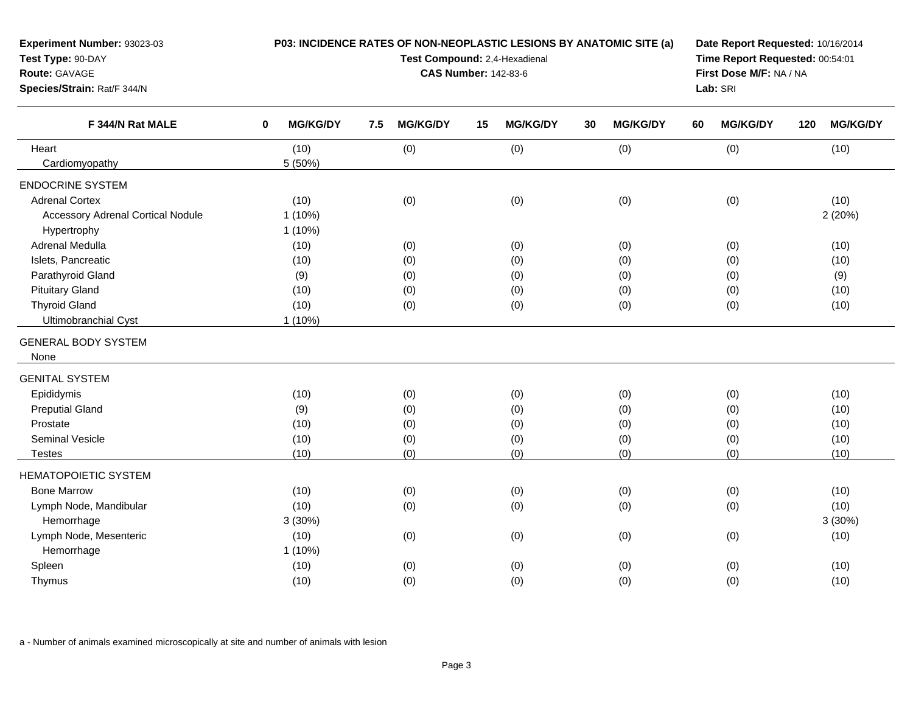**Experiment Number:** 93023-03
**Test Type:** 90-DAY
**Route:** GAVAGE
**Species/Strain:** Rat/F 344/N

**P03: INCIDENCE RATES OF NON-NEOPLASTIC LESIONS BY ANATOMIC SITE (a)**
**Test Compound:** 2,4-Hexadienal
**CAS Number:** 142-83-6

**Date Report Requested:** 10/16/2014
**Time Report Requested:** 00:54:01
**First Dose M/F:** NA / NA
**Lab:** SRI

| F 344/N Rat MALE | 0 MG/KG/DY | 7.5 MG/KG/DY | 15 MG/KG/DY | 30 MG/KG/DY | 60 MG/KG/DY | 120 MG/KG/DY |
|---|---|---|---|---|---|---|
| Heart | (10) | (0) | (0) | (0) | (0) | (10) |
| Cardiomyopathy | 5 (50%) | | | | | |
| **ENDOCRINE SYSTEM** | | | | | | |
| Adrenal Cortex | (10) | (0) | (0) | (0) | (0) | (10) |
| Accessory Adrenal Cortical Nodule | 1 (10%) | | | | | 2 (20%) |
| Hypertrophy | 1 (10%) | | | | | |
| Adrenal Medulla | (10) | (0) | (0) | (0) | (0) | (10) |
| Islets, Pancreatic | (10) | (0) | (0) | (0) | (0) | (10) |
| Parathyroid Gland | (9) | (0) | (0) | (0) | (0) | (9) |
| Pituitary Gland | (10) | (0) | (0) | (0) | (0) | (10) |
| Thyroid Gland | (10) | (0) | (0) | (0) | (0) | (10) |
| Ultimobranchial Cyst | 1 (10%) | | | | | |
| **GENERAL BODY SYSTEM** | | | | | | |
| None | | | | | | |
| **GENITAL SYSTEM** | | | | | | |
| Epididymis | (10) | (0) | (0) | (0) | (0) | (10) |
| Preputial Gland | (9) | (0) | (0) | (0) | (0) | (10) |
| Prostate | (10) | (0) | (0) | (0) | (0) | (10) |
| Seminal Vesicle | (10) | (0) | (0) | (0) | (0) | (10) |
| Testes | (10) | (0) | (0) | (0) | (0) | (10) |
| **HEMATOPOIETIC SYSTEM** | | | | | | |
| Bone Marrow | (10) | (0) | (0) | (0) | (0) | (10) |
| Lymph Node, Mandibular | (10) | (0) | (0) | (0) | (0) | (10) |
| Hemorrhage | 3 (30%) | | | | | 3 (30%) |
| Lymph Node, Mesenteric | (10) | (0) | (0) | (0) | (0) | (10) |
| Hemorrhage | 1 (10%) | | | | | |
| Spleen | (10) | (0) | (0) | (0) | (0) | (10) |
| Thymus | (10) | (0) | (0) | (0) | (0) | (10) |

a - Number of animals examined microscopically at site and number of animals with lesion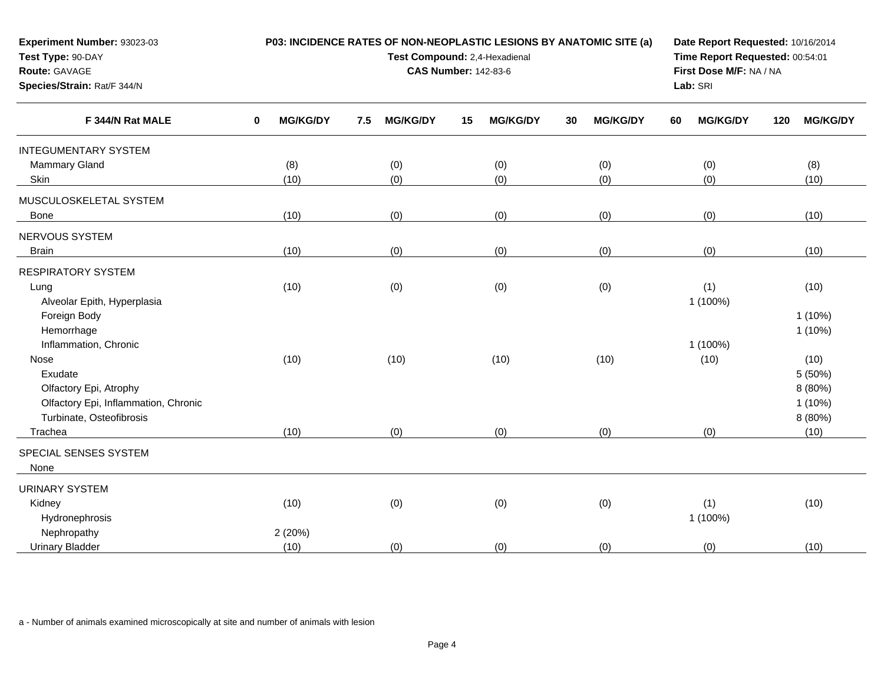**Experiment Number:** 93023-03
**Test Type:** 90-DAY
**Route:** GAVAGE
**Species/Strain:** Rat/F 344/N

**P03: INCIDENCE RATES OF NON-NEOPLASTIC LESIONS BY ANATOMIC SITE (a)**
**Test Compound:** 2,4-Hexadienal
**CAS Number:** 142-83-6

**Date Report Requested:** 10/16/2014
**Time Report Requested:** 00:54:01
**First Dose M/F:** NA / NA
**Lab:** SRI

| F 344/N Rat MALE | 0 MG/KG/DY | 7.5 MG/KG/DY | 15 MG/KG/DY | 30 MG/KG/DY | 60 MG/KG/DY | 120 MG/KG/DY |
|---|---|---|---|---|---|---|
| INTEGUMENTARY SYSTEM | | | | | | |
| Mammary Gland | (8) | (0) | (0) | (0) | (0) | (8) |
| Skin | (10) | (0) | (0) | (0) | (0) | (10) |
| MUSCULOSKELETAL SYSTEM | | | | | | |
| Bone | (10) | (0) | (0) | (0) | (0) | (10) |
| NERVOUS SYSTEM | | | | | | |
| Brain | (10) | (0) | (0) | (0) | (0) | (10) |
| RESPIRATORY SYSTEM | | | | | | |
| Lung | (10) | (0) | (0) | (0) | (1) | (10) |
| Alveolar Epith, Hyperplasia | | | | | 1 (100%) | |
| Foreign Body | | | | | | 1 (10%) |
| Hemorrhage | | | | | | 1 (10%) |
| Inflammation, Chronic | | | | | 1 (100%) | |
| Nose | (10) | (10) | (10) | (10) | (10) | (10) |
| Exudate | | | | | | 5 (50%) |
| Olfactory Epi, Atrophy | | | | | | 8 (80%) |
| Olfactory Epi, Inflammation, Chronic | | | | | | 1 (10%) |
| Turbinate, Osteofibrosis | | | | | | 8 (80%) |
| Trachea | (10) | (0) | (0) | (0) | (0) | (10) |
| SPECIAL SENSES SYSTEM | | | | | | |
| None | | | | | | |
| URINARY SYSTEM | | | | | | |
| Kidney | (10) | (0) | (0) | (0) | (1) | (10) |
| Hydronephrosis | | | | | 1 (100%) | |
| Nephropathy | 2 (20%) | | | | | |
| Urinary Bladder | (10) | (0) | (0) | (0) | (0) | (10) |

a - Number of animals examined microscopically at site and number of animals with lesion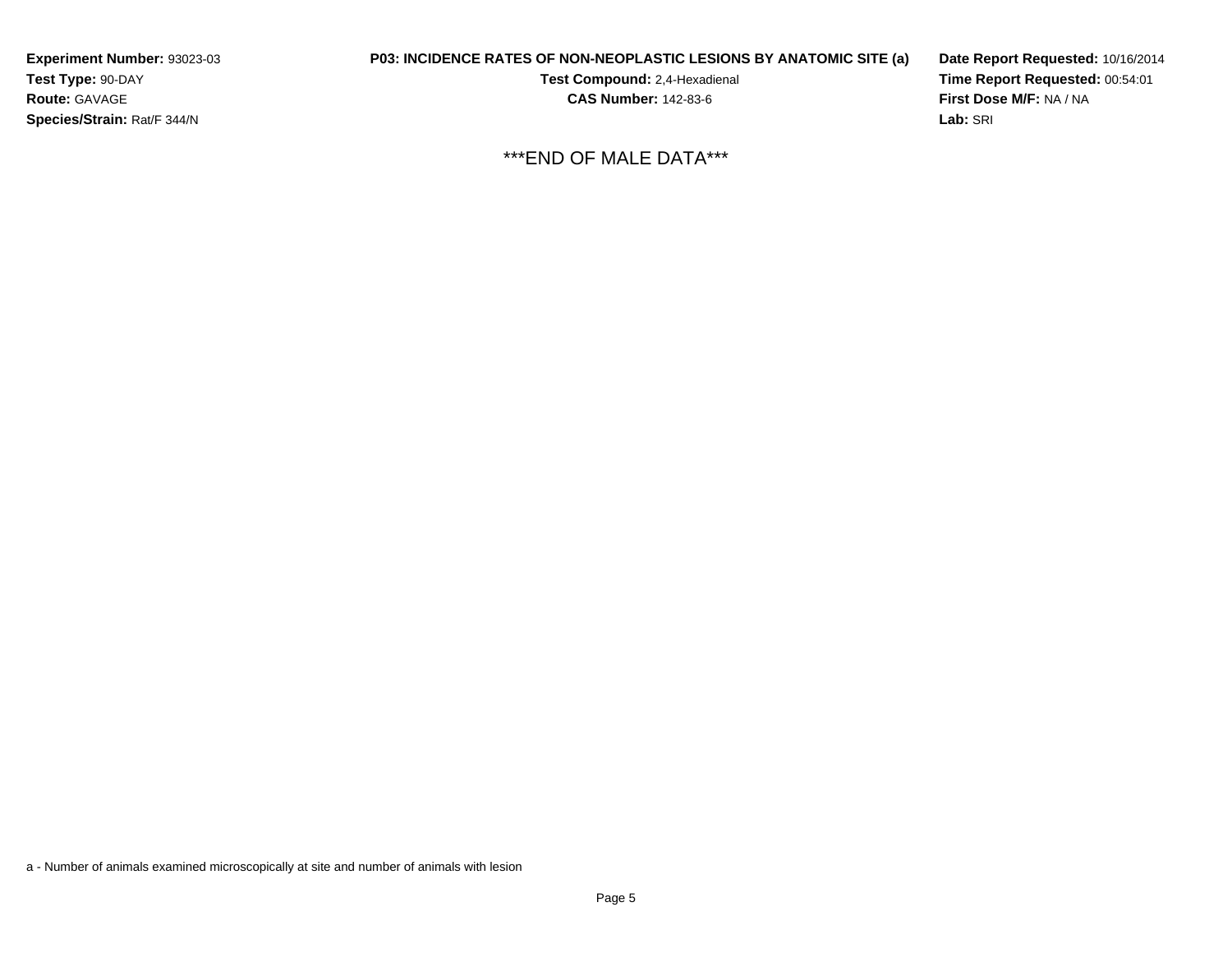**Experiment Number:** 93023-03
**Test Type:** 90-DAY
**Route:** GAVAGE
**Species/Strain:** Rat/F 344/N

**P03: INCIDENCE RATES OF NON-NEOPLASTIC LESIONS BY ANATOMIC SITE (a)**
**Test Compound:** 2,4-Hexadienal
**CAS Number:** 142-83-6

**Date Report Requested:** 10/16/2014
**Time Report Requested:** 00:54:01
**First Dose M/F:** NA / NA
**Lab:** SRI

***END OF MALE DATA***

a - Number of animals examined microscopically at site and number of animals with lesion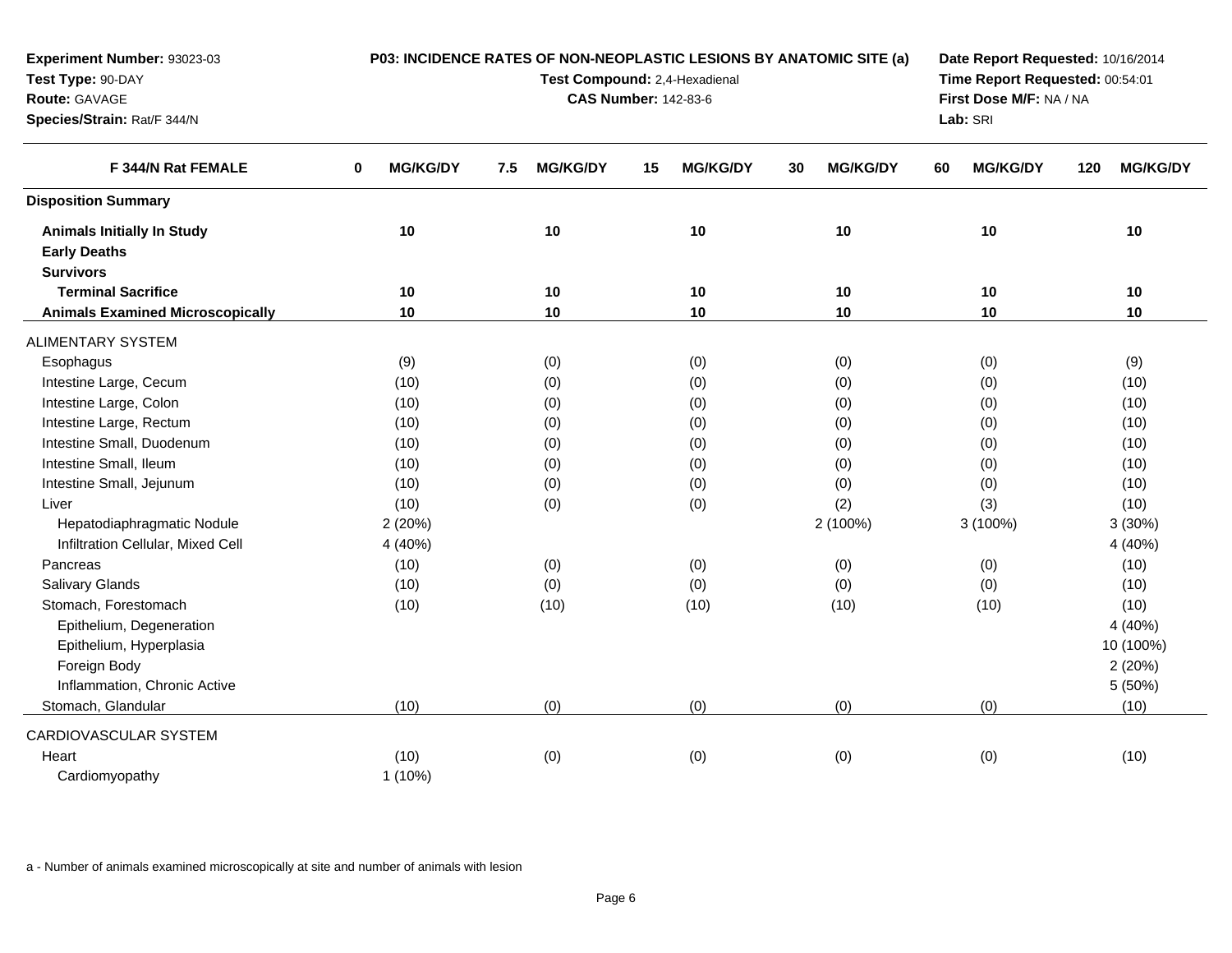**Experiment Number:** 93023-03
**Test Type:** 90-DAY
**Route:** GAVAGE
**Species/Strain:** Rat/F 344/N

**P03: INCIDENCE RATES OF NON-NEOPLASTIC LESIONS BY ANATOMIC SITE (a)**
**Test Compound:** 2,4-Hexadienal
**CAS Number:** 142-83-6

**Date Report Requested:** 10/16/2014
**Time Report Requested:** 00:54:01
**First Dose M/F:** NA / NA
**Lab:** SRI

| F 344/N Rat FEMALE | 0 MG/KG/DY | 7.5 MG/KG/DY | 15 MG/KG/DY | 30 MG/KG/DY | 60 MG/KG/DY | 120 MG/KG/DY |
|---|---|---|---|---|---|---|
| **Disposition Summary** | | | | | | |
| **Animals Initially In Study** | 10 | 10 | 10 | 10 | 10 | 10 |
| **Early Deaths** | | | | | | |
| **Survivors** | | | | | | |
| **Terminal Sacrifice** | 10 | 10 | 10 | 10 | 10 | 10 |
| **Animals Examined Microscopically** | 10 | 10 | 10 | 10 | 10 | 10 |
| ALIMENTARY SYSTEM | | | | | | |
| Esophagus | (9) | (0) | (0) | (0) | (0) | (9) |
| Intestine Large, Cecum | (10) | (0) | (0) | (0) | (0) | (10) |
| Intestine Large, Colon | (10) | (0) | (0) | (0) | (0) | (10) |
| Intestine Large, Rectum | (10) | (0) | (0) | (0) | (0) | (10) |
| Intestine Small, Duodenum | (10) | (0) | (0) | (0) | (0) | (10) |
| Intestine Small, Ileum | (10) | (0) | (0) | (0) | (0) | (10) |
| Intestine Small, Jejunum | (10) | (0) | (0) | (0) | (0) | (10) |
| Liver | (10) | (0) | (0) | (2) | (3) | (10) |
| Hepatodiaphragmatic Nodule | 2 (20%) | | | 2 (100%) | 3 (100%) | 3 (30%) |
| Infiltration Cellular, Mixed Cell | 4 (40%) | | | | | 4 (40%) |
| Pancreas | (10) | (0) | (0) | (0) | (0) | (10) |
| Salivary Glands | (10) | (0) | (0) | (0) | (0) | (10) |
| Stomach, Forestomach | (10) | (10) | (10) | (10) | (10) | (10) |
| Epithelium, Degeneration | | | | | | 4 (40%) |
| Epithelium, Hyperplasia | | | | | | 10 (100%) |
| Foreign Body | | | | | | 2 (20%) |
| Inflammation, Chronic Active | | | | | | 5 (50%) |
| Stomach, Glandular | (10) | (0) | (0) | (0) | (0) | (10) |
| CARDIOVASCULAR SYSTEM | | | | | | |
| Heart | (10) | (0) | (0) | (0) | (0) | (10) |
| Cardiomyopathy | 1 (10%) | | | | | |

a - Number of animals examined microscopically at site and number of animals with lesion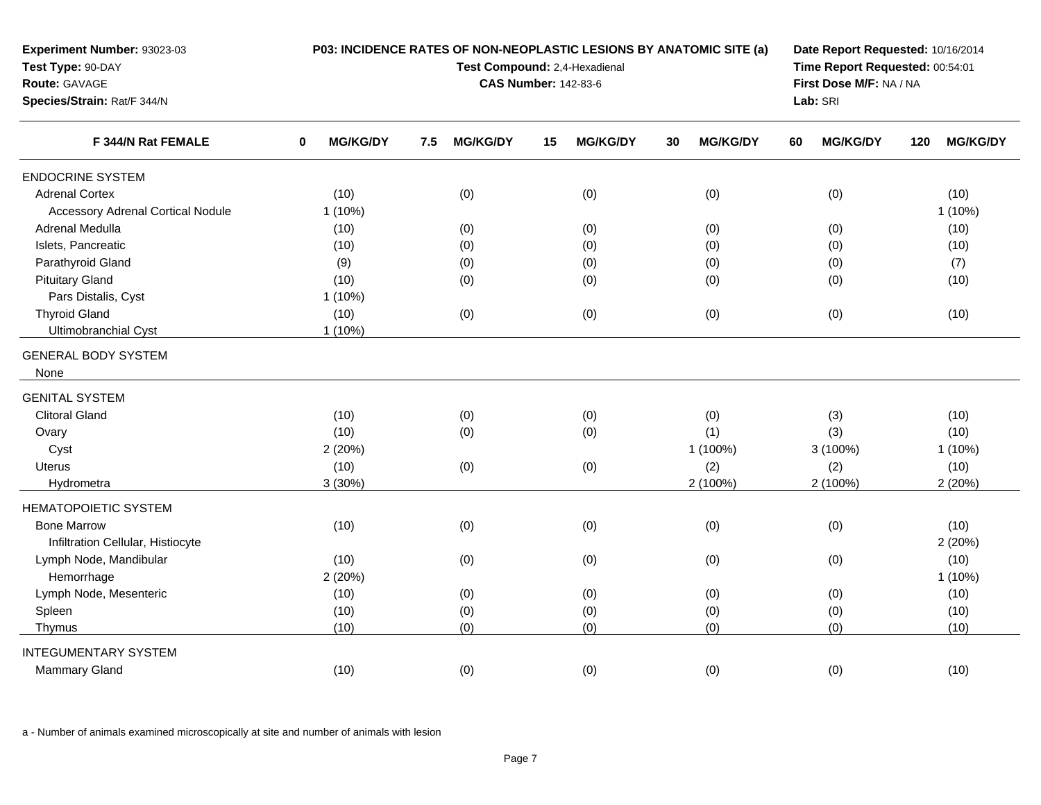**Experiment Number:** 93023-03
**Test Type:** 90-DAY
**Route:** GAVAGE
**Species/Strain:** Rat/F 344/N

**P03: INCIDENCE RATES OF NON-NEOPLASTIC LESIONS BY ANATOMIC SITE (a)**
**Test Compound:** 2,4-Hexadienal
**CAS Number:** 142-83-6

**Date Report Requested:** 10/16/2014
**Time Report Requested:** 00:54:01
**First Dose M/F:** NA / NA
**Lab:** SRI

| F 344/N Rat FEMALE | 0 MG/KG/DY | 7.5 MG/KG/DY | 15 MG/KG/DY | 30 MG/KG/DY | 60 MG/KG/DY | 120 MG/KG/DY |
|---|---|---|---|---|---|---|
| ENDOCRINE SYSTEM | | | | | | |
| Adrenal Cortex | (10) | (0) | (0) | (0) | (0) | (10) |
| Accessory Adrenal Cortical Nodule | 1 (10%) | | | | | 1 (10%) |
| Adrenal Medulla | (10) | (0) | (0) | (0) | (0) | (10) |
| Islets, Pancreatic | (10) | (0) | (0) | (0) | (0) | (10) |
| Parathyroid Gland | (9) | (0) | (0) | (0) | (0) | (7) |
| Pituitary Gland | (10) | (0) | (0) | (0) | (0) | (10) |
| Pars Distalis, Cyst | 1 (10%) | | | | | |
| Thyroid Gland | (10) | (0) | (0) | (0) | (0) | (10) |
| Ultimobranchial Cyst | 1 (10%) | | | | | |
| GENERAL BODY SYSTEM | | | | | | |
| None | | | | | | |
| GENITAL SYSTEM | | | | | | |
| Clitoral Gland | (10) | (0) | (0) | (0) | (3) | (10) |
| Ovary | (10) | (0) | (0) | (1) | (3) | (10) |
| Cyst | 2 (20%) | | | 1 (100%) | 3 (100%) | 1 (10%) |
| Uterus | (10) | (0) | (0) | (2) | (2) | (10) |
| Hydrometra | 3 (30%) | | | 2 (100%) | 2 (100%) | 2 (20%) |
| HEMATOPOIETIC SYSTEM | | | | | | |
| Bone Marrow | (10) | (0) | (0) | (0) | (0) | (10) |
| Infiltration Cellular, Histiocyte | | | | | | 2 (20%) |
| Lymph Node, Mandibular | (10) | (0) | (0) | (0) | (0) | (10) |
| Hemorrhage | 2 (20%) | | | | | 1 (10%) |
| Lymph Node, Mesenteric | (10) | (0) | (0) | (0) | (0) | (10) |
| Spleen | (10) | (0) | (0) | (0) | (0) | (10) |
| Thymus | (10) | (0) | (0) | (0) | (0) | (10) |
| INTEGUMENTARY SYSTEM | | | | | | |
| Mammary Gland | (10) | (0) | (0) | (0) | (0) | (10) |

a - Number of animals examined microscopically at site and number of animals with lesion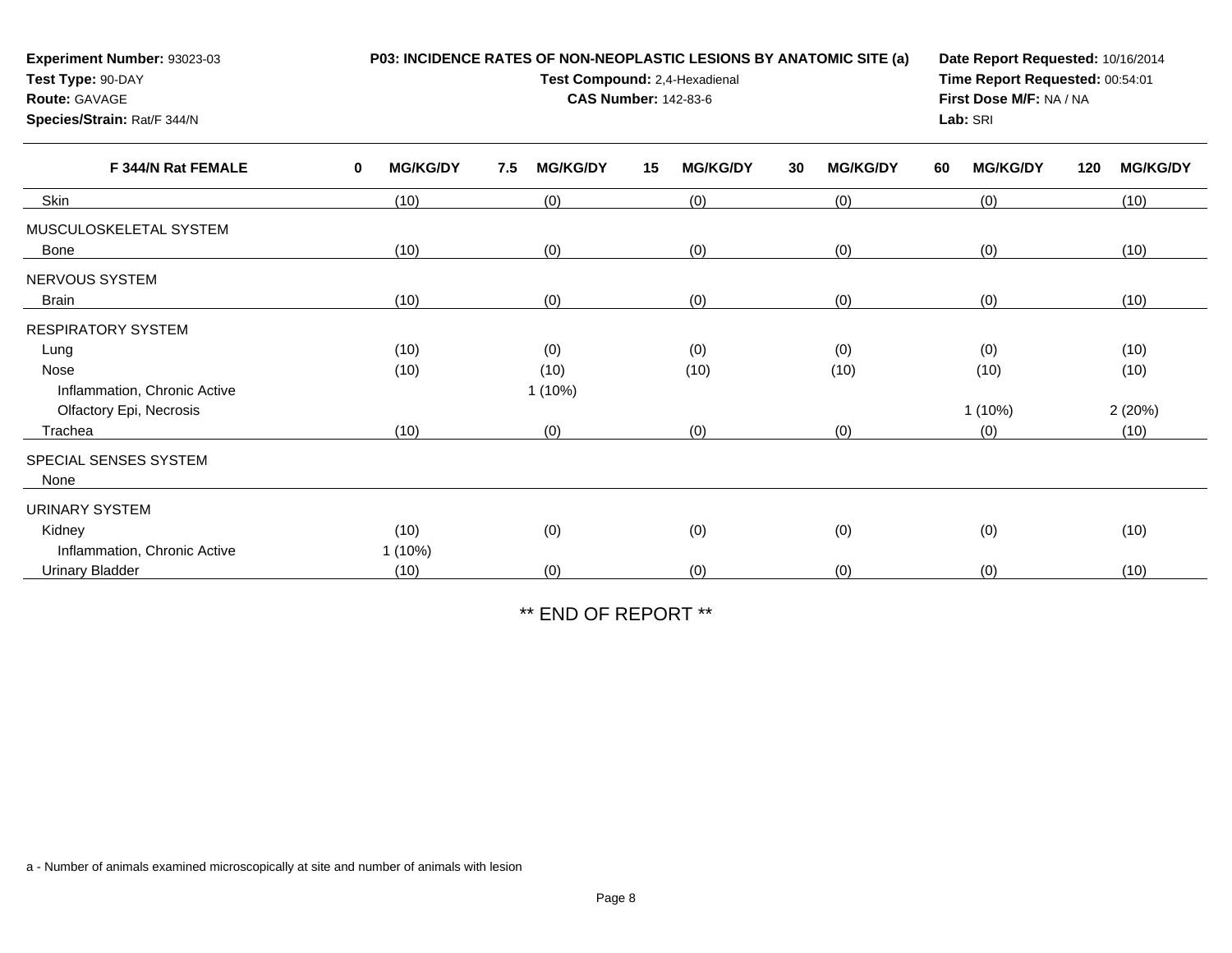**Experiment Number:** 93023-03
**Test Type:** 90-DAY
**Route:** GAVAGE
**Species/Strain:** Rat/F 344/N

**P03: INCIDENCE RATES OF NON-NEOPLASTIC LESIONS BY ANATOMIC SITE (a)**
**Test Compound:** 2,4-Hexadienal
**CAS Number:** 142-83-6

**Date Report Requested:** 10/16/2014
**Time Report Requested:** 00:54:01
**First Dose M/F:** NA / NA
**Lab:** SRI

| F 344/N Rat FEMALE | 0 MG/KG/DY | 7.5 MG/KG/DY | 15 MG/KG/DY | 30 MG/KG/DY | 60 MG/KG/DY | 120 MG/KG/DY |
|---|---|---|---|---|---|---|
| Skin | (10) | (0) | (0) | (0) | (0) | (10) |
| MUSCULOSKELETAL SYSTEM | | | | | | |
| Bone | (10) | (0) | (0) | (0) | (0) | (10) |
| NERVOUS SYSTEM | | | | | | |
| Brain | (10) | (0) | (0) | (0) | (0) | (10) |
| RESPIRATORY SYSTEM | | | | | | |
| Lung | (10) | (0) | (0) | (0) | (0) | (10) |
| Nose | (10) | (10) | (10) | (10) | (10) | (10) |
| Inflammation, Chronic Active | | 1 (10%) | | | | |
| Olfactory Epi, Necrosis | | | | | 1 (10%) | 2 (20%) |
| Trachea | (10) | (0) | (0) | (0) | (0) | (10) |
| SPECIAL SENSES SYSTEM | | | | | | |
| None | | | | | | |
| URINARY SYSTEM | | | | | | |
| Kidney | (10) | (0) | (0) | (0) | (0) | (10) |
| Inflammation, Chronic Active | 1 (10%) | | | | | |
| Urinary Bladder | (10) | (0) | (0) | (0) | (0) | (10) |

** END OF REPORT **

a - Number of animals examined microscopically at site and number of animals with lesion